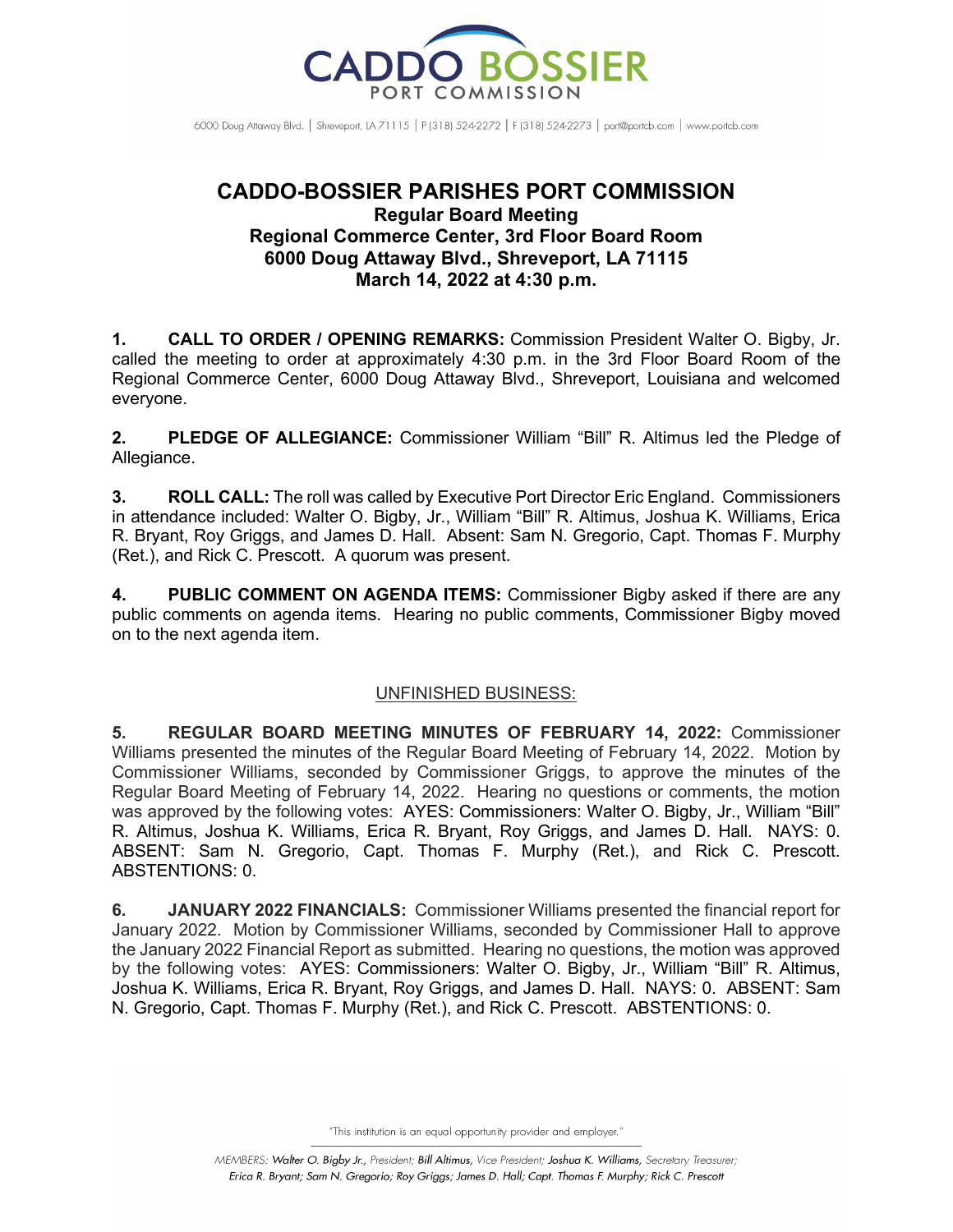# CADDO-BOSSIER PARISHES PORT COMMISSION

## Regular Board Meeting
## Regional Commerce Center, 3rd Floor Board Room
## 6000 Doug Attaway Blvd., Shreveport, LA 71115
## March 14, 2022 at 4:30 p.m.

**1. CALL TO ORDER / OPENING REMARKS:** Commission President Walter O. Bigby, Jr. called the meeting to order at approximately 4:30 p.m. in the 3rd Floor Board Room of the Regional Commerce Center, 6000 Doug Attaway Blvd., Shreveport, Louisiana and welcomed everyone.

**2. PLEDGE OF ALLEGIANCE:** Commissioner William "Bill" R. Altimus led the Pledge of Allegiance.

**3. ROLL CALL:** The roll was called by Executive Port Director Eric England. Commissioners in attendance included: Walter O. Bigby, Jr., William "Bill" R. Altimus, Joshua K. Williams, Erica R. Bryant, Roy Griggs, and James D. Hall. Absent: Sam N. Gregorio, Capt. Thomas F. Murphy (Ret.), and Rick C. Prescott. A quorum was present.

**4. PUBLIC COMMENT ON AGENDA ITEMS:** Commissioner Bigby asked if there are any public comments on agenda items. Hearing no public comments, Commissioner Bigby moved on to the next agenda item.

<u>UNFINISHED BUSINESS:</u>

**5. REGULAR BOARD MEETING MINUTES OF FEBRUARY 14, 2022:** Commissioner Williams presented the minutes of the Regular Board Meeting of February 14, 2022. Motion by Commissioner Williams, seconded by Commissioner Griggs, to approve the minutes of the Regular Board Meeting of February 14, 2022. Hearing no questions or comments, the motion was approved by the following votes: AYES: Commissioners: Walter O. Bigby, Jr., William "Bill" R. Altimus, Joshua K. Williams, Erica R. Bryant, Roy Griggs, and James D. Hall. NAYS: 0. ABSENT: Sam N. Gregorio, Capt. Thomas F. Murphy (Ret.), and Rick C. Prescott. ABSTENTIONS: 0.

**6. JANUARY 2022 FINANCIALS:** Commissioner Williams presented the financial report for January 2022. Motion by Commissioner Williams, seconded by Commissioner Hall to approve the January 2022 Financial Report as submitted. Hearing no questions, the motion was approved by the following votes: AYES: Commissioners: Walter O. Bigby, Jr., William "Bill" R. Altimus, Joshua K. Williams, Erica R. Bryant, Roy Griggs, and James D. Hall. NAYS: 0. ABSENT: Sam N. Gregorio, Capt. Thomas F. Murphy (Ret.), and Rick C. Prescott. ABSTENTIONS: 0.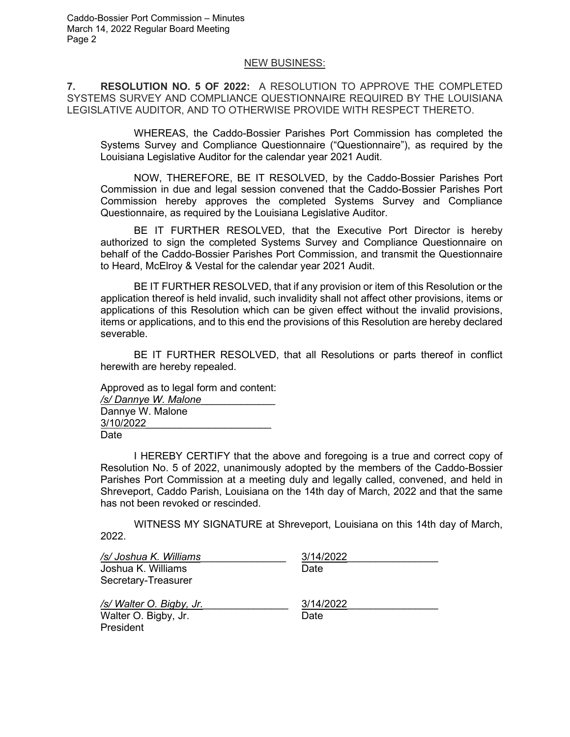## NEW BUSINESS:

**7. RESOLUTION NO. 5 OF 2022:** A RESOLUTION TO APPROVE THE COMPLETED SYSTEMS SURVEY AND COMPLIANCE QUESTIONNAIRE REQUIRED BY THE LOUISIANA LEGISLATIVE AUDITOR, AND TO OTHERWISE PROVIDE WITH RESPECT THERETO.

WHEREAS, the Caddo-Bossier Parishes Port Commission has completed the Systems Survey and Compliance Questionnaire ("Questionnaire"), as required by the Louisiana Legislative Auditor for the calendar year 2021 Audit.

NOW, THEREFORE, BE IT RESOLVED, by the Caddo-Bossier Parishes Port Commission in due and legal session convened that the Caddo-Bossier Parishes Port Commission hereby approves the completed Systems Survey and Compliance Questionnaire, as required by the Louisiana Legislative Auditor.

BE IT FURTHER RESOLVED, that the Executive Port Director is hereby authorized to sign the completed Systems Survey and Compliance Questionnaire on behalf of the Caddo-Bossier Parishes Port Commission, and transmit the Questionnaire to Heard, McElroy & Vestal for the calendar year 2021 Audit.

BE IT FURTHER RESOLVED, that if any provision or item of this Resolution or the application thereof is held invalid, such invalidity shall not affect other provisions, items or applications of this Resolution which can be given effect without the invalid provisions, items or applications, and to this end the provisions of this Resolution are hereby declared severable.

BE IT FURTHER RESOLVED, that all Resolutions or parts thereof in conflict herewith are hereby repealed.

Approved as to legal form and content:
*/s/ Dannye W. Malone*
Dannye W. Malone
3/10/2022
Date

I HEREBY CERTIFY that the above and foregoing is a true and correct copy of Resolution No. 5 of 2022, unanimously adopted by the members of the Caddo-Bossier Parishes Port Commission at a meeting duly and legally called, convened, and held in Shreveport, Caddo Parish, Louisiana on the 14th day of March, 2022 and that the same has not been revoked or rescinded.

WITNESS MY SIGNATURE at Shreveport, Louisiana on this 14th day of March, 2022.

*/s/ Joshua K. Williams* — 3/14/2022
Joshua K. Williams, Secretary-Treasurer — Date

*/s/ Walter O. Bigby, Jr.* — 3/14/2022
Walter O. Bigby, Jr., President — Date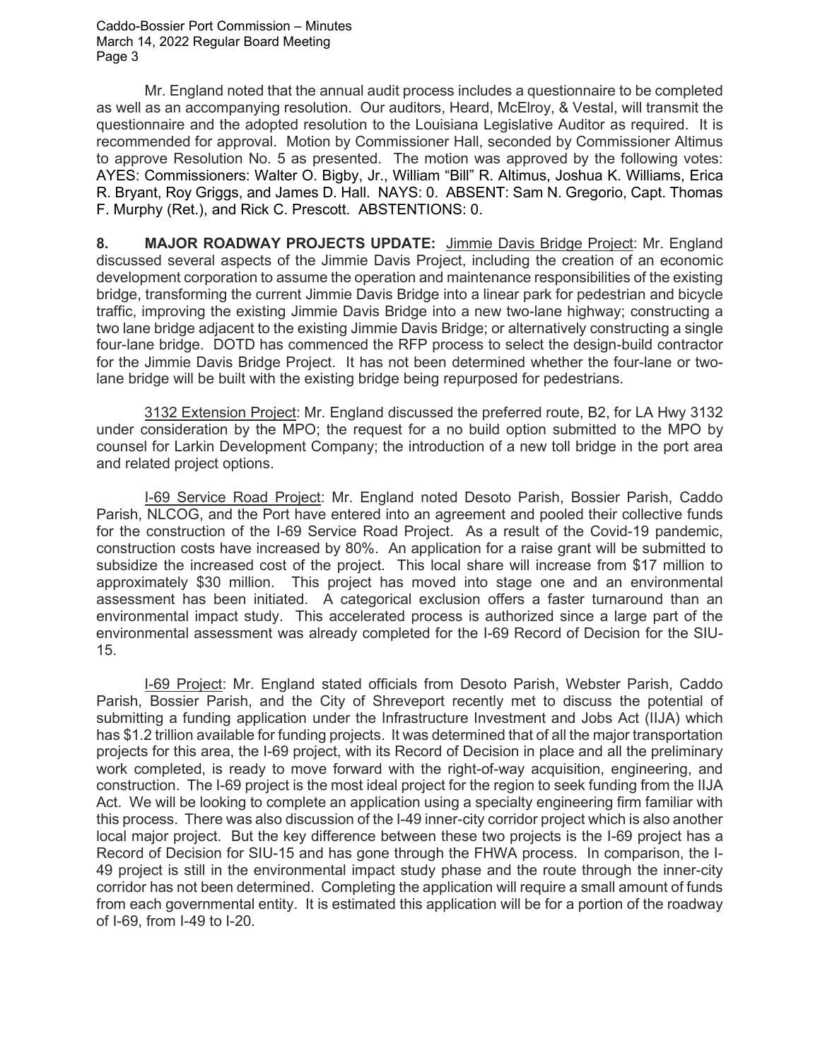Mr. England noted that the annual audit process includes a questionnaire to be completed as well as an accompanying resolution. Our auditors, Heard, McElroy, & Vestal, will transmit the questionnaire and the adopted resolution to the Louisiana Legislative Auditor as required. It is recommended for approval. Motion by Commissioner Hall, seconded by Commissioner Altimus to approve Resolution No. 5 as presented. The motion was approved by the following votes: AYES: Commissioners: Walter O. Bigby, Jr., William "Bill" R. Altimus, Joshua K. Williams, Erica R. Bryant, Roy Griggs, and James D. Hall. NAYS: 0. ABSENT: Sam N. Gregorio, Capt. Thomas F. Murphy (Ret.), and Rick C. Prescott. ABSTENTIONS: 0.

**8. MAJOR ROADWAY PROJECTS UPDATE:** Jimmie Davis Bridge Project: Mr. England discussed several aspects of the Jimmie Davis Project, including the creation of an economic development corporation to assume the operation and maintenance responsibilities of the existing bridge, transforming the current Jimmie Davis Bridge into a linear park for pedestrian and bicycle traffic, improving the existing Jimmie Davis Bridge into a new two-lane highway; constructing a two lane bridge adjacent to the existing Jimmie Davis Bridge; or alternatively constructing a single four-lane bridge. DOTD has commenced the RFP process to select the design-build contractor for the Jimmie Davis Bridge Project. It has not been determined whether the four-lane or two-lane bridge will be built with the existing bridge being repurposed for pedestrians.

3132 Extension Project: Mr. England discussed the preferred route, B2, for LA Hwy 3132 under consideration by the MPO; the request for a no build option submitted to the MPO by counsel for Larkin Development Company; the introduction of a new toll bridge in the port area and related project options.

I-69 Service Road Project: Mr. England noted Desoto Parish, Bossier Parish, Caddo Parish, NLCOG, and the Port have entered into an agreement and pooled their collective funds for the construction of the I-69 Service Road Project. As a result of the Covid-19 pandemic, construction costs have increased by 80%. An application for a raise grant will be submitted to subsidize the increased cost of the project. This local share will increase from $17 million to approximately $30 million. This project has moved into stage one and an environmental assessment has been initiated. A categorical exclusion offers a faster turnaround than an environmental impact study. This accelerated process is authorized since a large part of the environmental assessment was already completed for the I-69 Record of Decision for the SIU-15.

I-69 Project: Mr. England stated officials from Desoto Parish, Webster Parish, Caddo Parish, Bossier Parish, and the City of Shreveport recently met to discuss the potential of submitting a funding application under the Infrastructure Investment and Jobs Act (IIJA) which has $1.2 trillion available for funding projects. It was determined that of all the major transportation projects for this area, the I-69 project, with its Record of Decision in place and all the preliminary work completed, is ready to move forward with the right-of-way acquisition, engineering, and construction. The I-69 project is the most ideal project for the region to seek funding from the IIJA Act. We will be looking to complete an application using a specialty engineering firm familiar with this process. There was also discussion of the I-49 inner-city corridor project which is also another local major project. But the key difference between these two projects is the I-69 project has a Record of Decision for SIU-15 and has gone through the FHWA process. In comparison, the I-49 project is still in the environmental impact study phase and the route through the inner-city corridor has not been determined. Completing the application will require a small amount of funds from each governmental entity. It is estimated this application will be for a portion of the roadway of I-69, from I-49 to I-20.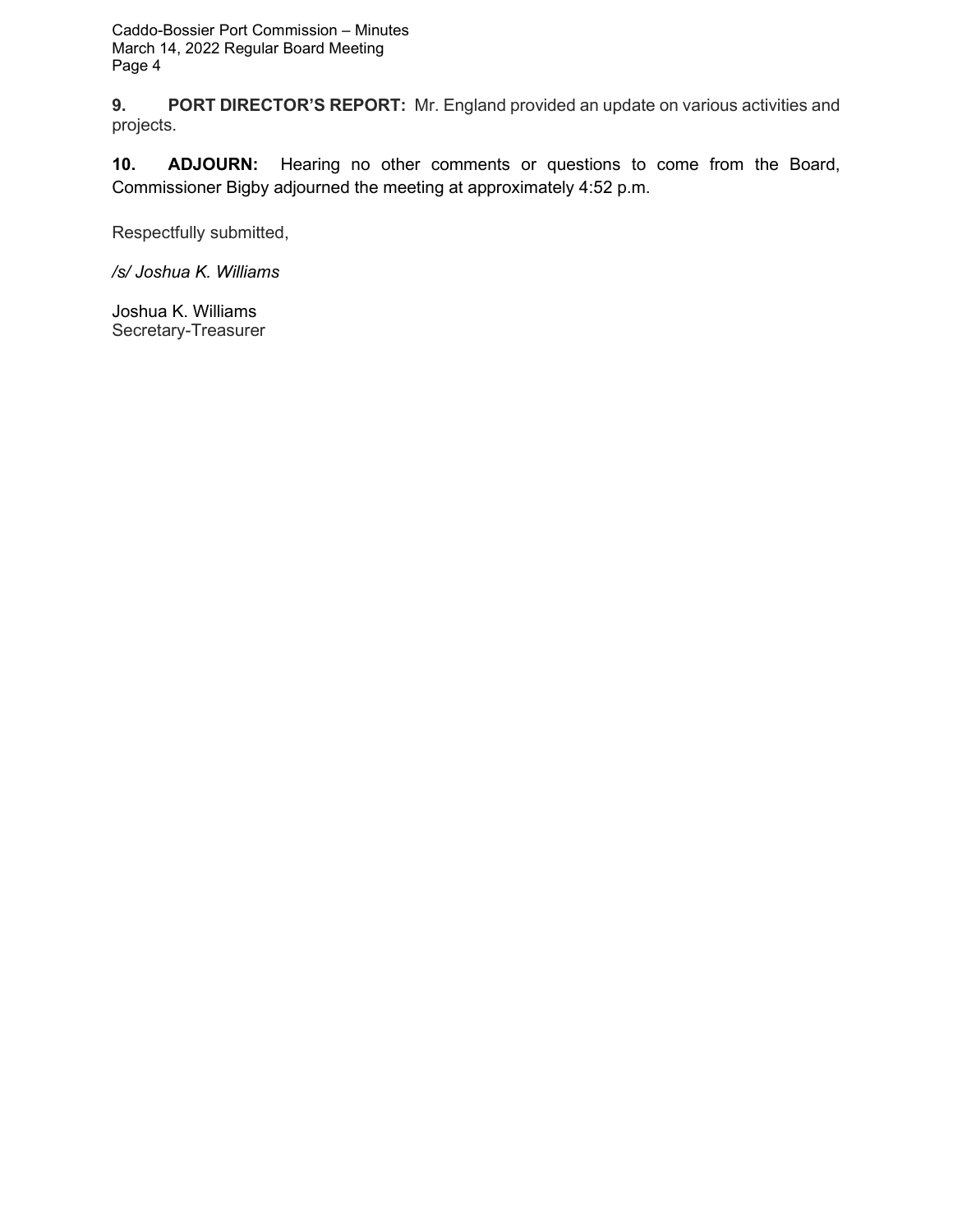**9. PORT DIRECTOR'S REPORT:** Mr. England provided an update on various activities and projects.

**10. ADJOURN:** Hearing no other comments or questions to come from the Board, Commissioner Bigby adjourned the meeting at approximately 4:52 p.m.

Respectfully submitted,

*/s/ Joshua K. Williams*

Joshua K. Williams
Secretary-Treasurer